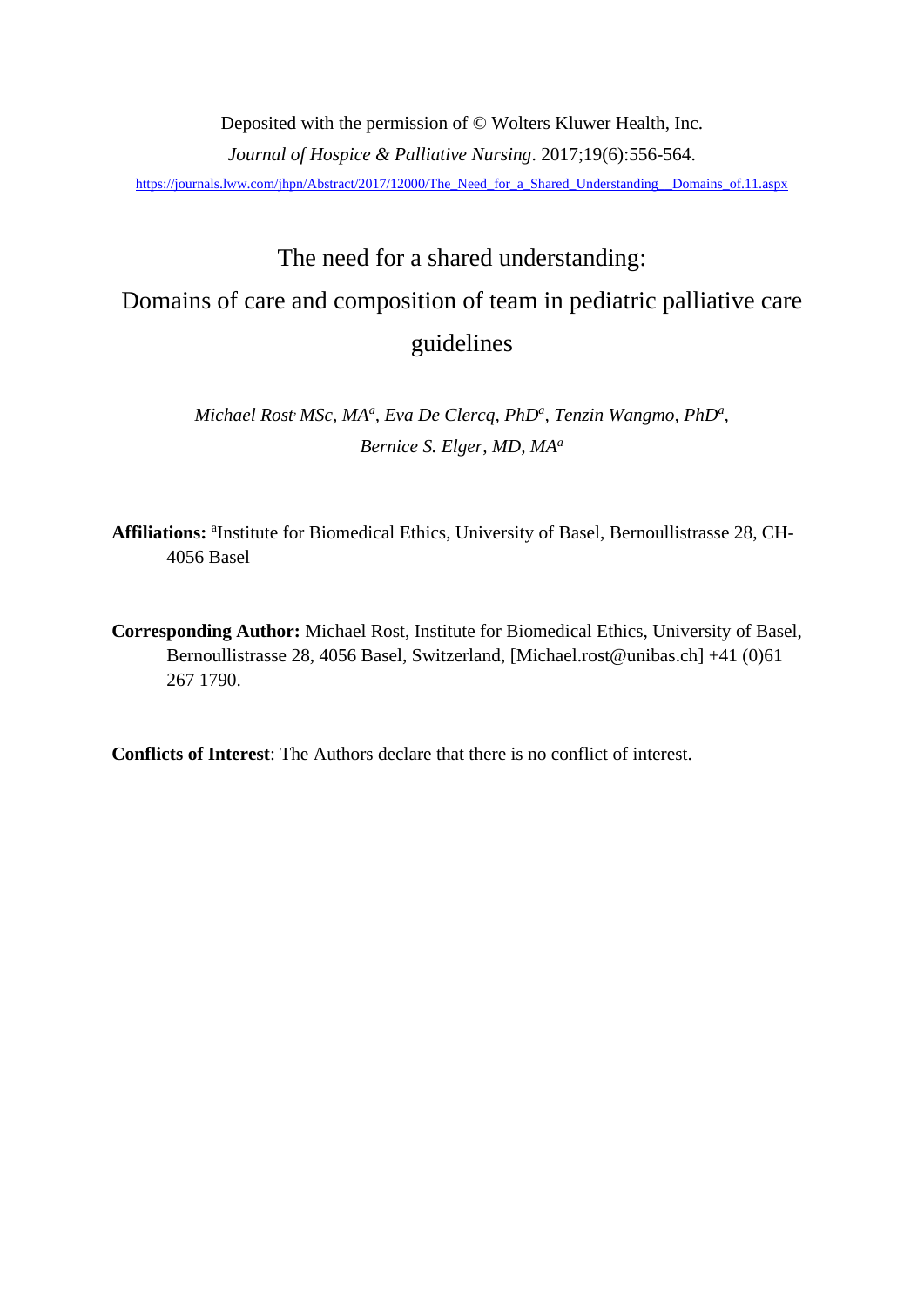Deposited with the permission of © Wolters Kluwer Health, Inc.

*Journal of Hospice & Palliative Nursing*. 2017;19(6):556-564.

https://journals.lww.com/jhpn/Abstract/2017/12000/The_Need_for_a_Shared_Understanding__Domains_of.11.aspx

# The need for a shared understanding: Domains of care and composition of team in pediatric palliative care guidelines

*Michael Rost MSc, MA*[a], *Eva De Clercq, PhD*[a], *Tenzin Wangmo, PhD*[a], *Bernice S. Elger, MD, MA*[a]

**Affiliations:** [a]Institute for Biomedical Ethics, University of Basel, Bernoullistrasse 28, CH-4056 Basel

**Corresponding Author:** Michael Rost, Institute for Biomedical Ethics, University of Basel, Bernoullistrasse 28, 4056 Basel, Switzerland, [Michael.rost@unibas.ch] +41 (0)61 267 1790.

**Conflicts of Interest**: The Authors declare that there is no conflict of interest.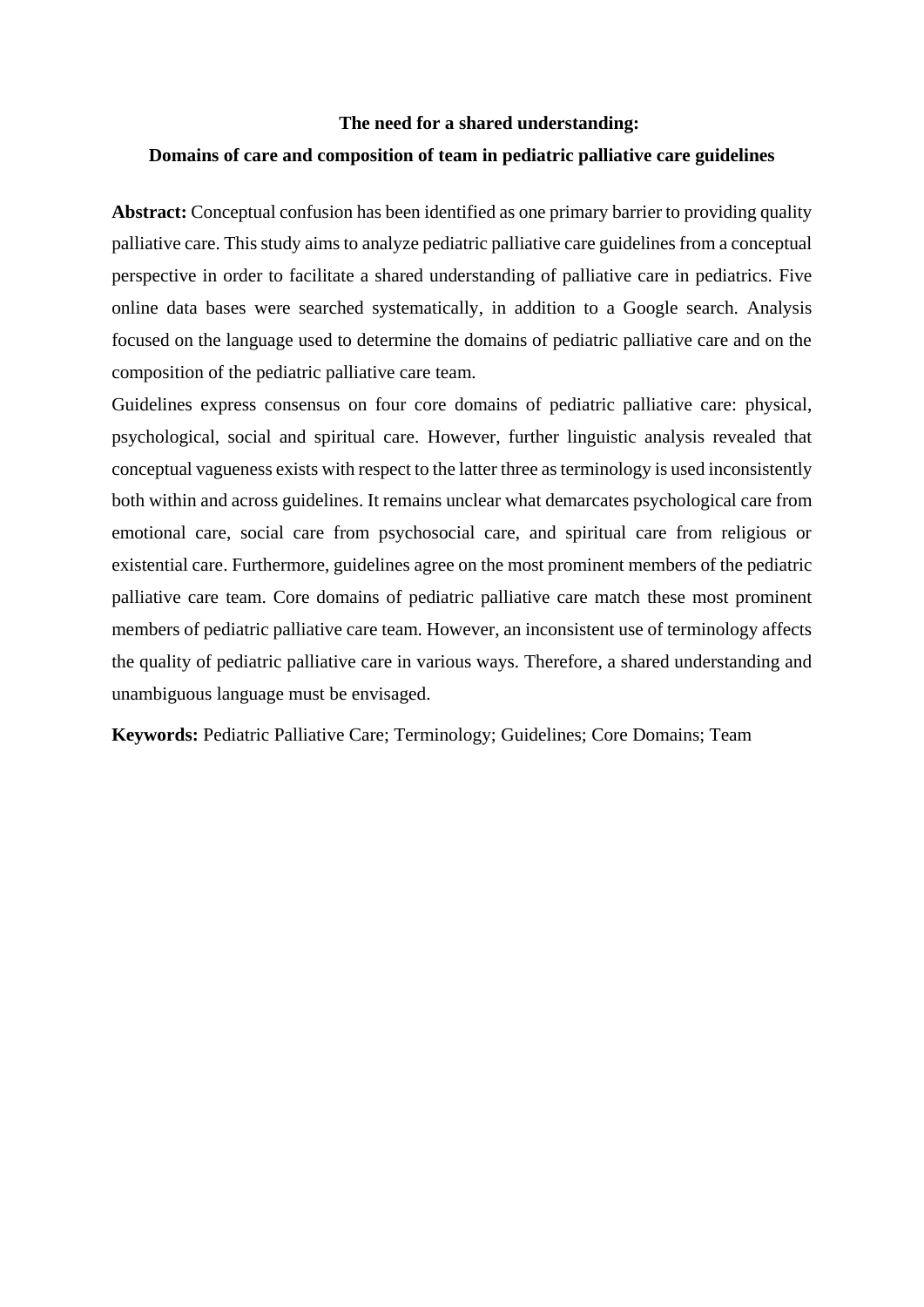**The need for a shared understanding:**

**Domains of care and composition of team in pediatric palliative care guidelines**

**Abstract:** Conceptual confusion has been identified as one primary barrier to providing quality palliative care. This study aims to analyze pediatric palliative care guidelines from a conceptual perspective in order to facilitate a shared understanding of palliative care in pediatrics. Five online data bases were searched systematically, in addition to a Google search. Analysis focused on the language used to determine the domains of pediatric palliative care and on the composition of the pediatric palliative care team.

Guidelines express consensus on four core domains of pediatric palliative care: physical, psychological, social and spiritual care. However, further linguistic analysis revealed that conceptual vagueness exists with respect to the latter three as terminology is used inconsistently both within and across guidelines. It remains unclear what demarcates psychological care from emotional care, social care from psychosocial care, and spiritual care from religious or existential care. Furthermore, guidelines agree on the most prominent members of the pediatric palliative care team. Core domains of pediatric palliative care match these most prominent members of pediatric palliative care team. However, an inconsistent use of terminology affects the quality of pediatric palliative care in various ways. Therefore, a shared understanding and unambiguous language must be envisaged.

**Keywords:** Pediatric Palliative Care; Terminology; Guidelines; Core Domains; Team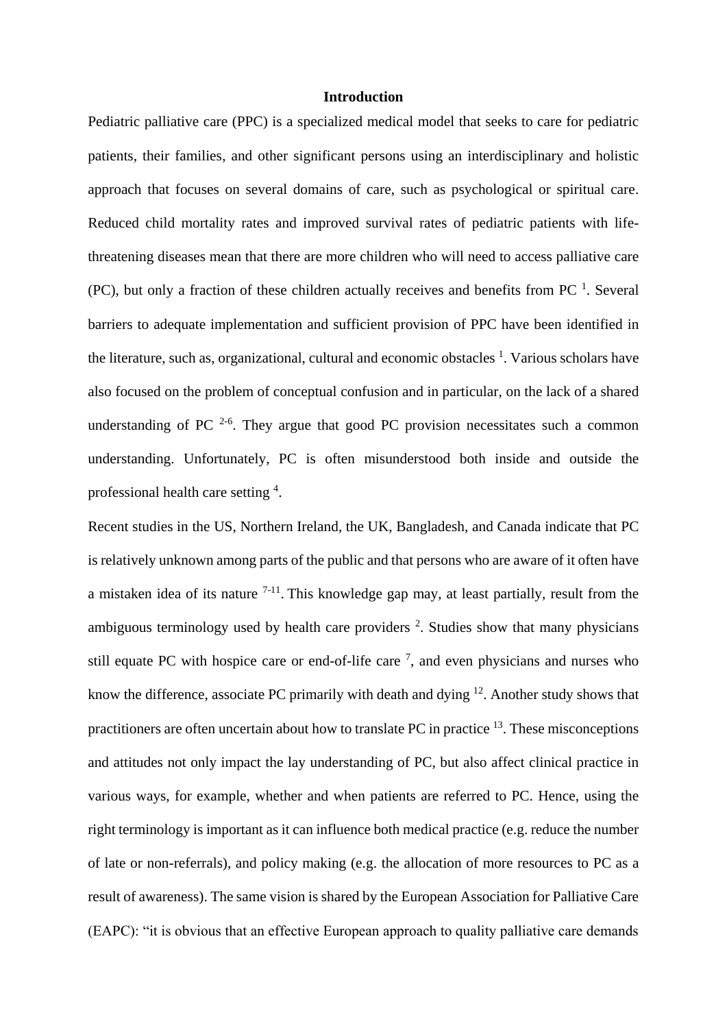## Introduction

Pediatric palliative care (PPC) is a specialized medical model that seeks to care for pediatric patients, their families, and other significant persons using an interdisciplinary and holistic approach that focuses on several domains of care, such as psychological or spiritual care. Reduced child mortality rates and improved survival rates of pediatric patients with life-threatening diseases mean that there are more children who will need to access palliative care (PC), but only a fraction of these children actually receives and benefits from PC [1]. Several barriers to adequate implementation and sufficient provision of PPC have been identified in the literature, such as, organizational, cultural and economic obstacles [1]. Various scholars have also focused on the problem of conceptual confusion and in particular, on the lack of a shared understanding of PC [2-6]. They argue that good PC provision necessitates such a common understanding. Unfortunately, PC is often misunderstood both inside and outside the professional health care setting [4].

Recent studies in the US, Northern Ireland, the UK, Bangladesh, and Canada indicate that PC is relatively unknown among parts of the public and that persons who are aware of it often have a mistaken idea of its nature [7-11]. This knowledge gap may, at least partially, result from the ambiguous terminology used by health care providers [2]. Studies show that many physicians still equate PC with hospice care or end-of-life care [7], and even physicians and nurses who know the difference, associate PC primarily with death and dying [12]. Another study shows that practitioners are often uncertain about how to translate PC in practice [13]. These misconceptions and attitudes not only impact the lay understanding of PC, but also affect clinical practice in various ways, for example, whether and when patients are referred to PC. Hence, using the right terminology is important as it can influence both medical practice (e.g. reduce the number of late or non-referrals), and policy making (e.g. the allocation of more resources to PC as a result of awareness). The same vision is shared by the European Association for Palliative Care (EAPC): "it is obvious that an effective European approach to quality palliative care demands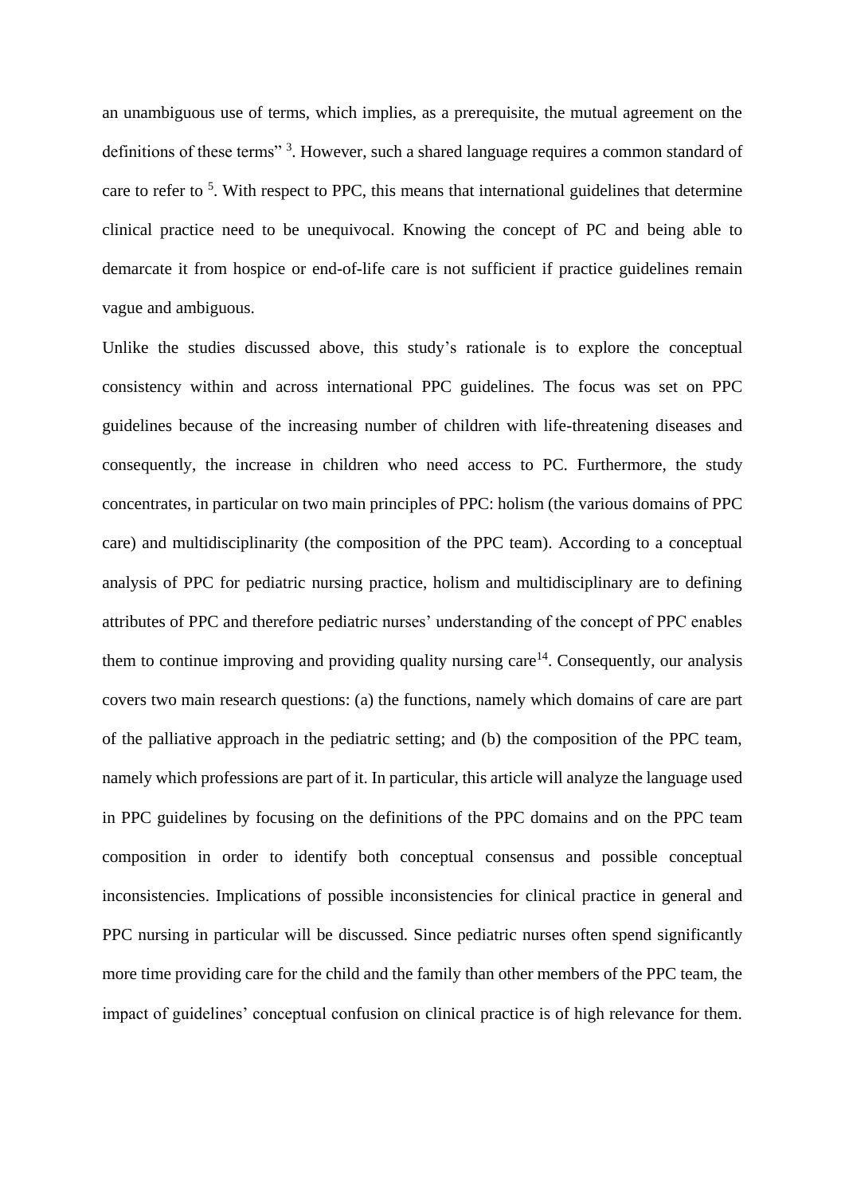an unambiguous use of terms, which implies, as a prerequisite, the mutual agreement on the definitions of these terms" [3]. However, such a shared language requires a common standard of care to refer to [5]. With respect to PPC, this means that international guidelines that determine clinical practice need to be unequivocal. Knowing the concept of PC and being able to demarcate it from hospice or end-of-life care is not sufficient if practice guidelines remain vague and ambiguous.

Unlike the studies discussed above, this study's rationale is to explore the conceptual consistency within and across international PPC guidelines. The focus was set on PPC guidelines because of the increasing number of children with life-threatening diseases and consequently, the increase in children who need access to PC. Furthermore, the study concentrates, in particular on two main principles of PPC: holism (the various domains of PPC care) and multidisciplinarity (the composition of the PPC team). According to a conceptual analysis of PPC for pediatric nursing practice, holism and multidisciplinary are to defining attributes of PPC and therefore pediatric nurses' understanding of the concept of PPC enables them to continue improving and providing quality nursing care[14]. Consequently, our analysis covers two main research questions: (a) the functions, namely which domains of care are part of the palliative approach in the pediatric setting; and (b) the composition of the PPC team, namely which professions are part of it. In particular, this article will analyze the language used in PPC guidelines by focusing on the definitions of the PPC domains and on the PPC team composition in order to identify both conceptual consensus and possible conceptual inconsistencies. Implications of possible inconsistencies for clinical practice in general and PPC nursing in particular will be discussed. Since pediatric nurses often spend significantly more time providing care for the child and the family than other members of the PPC team, the impact of guidelines' conceptual confusion on clinical practice is of high relevance for them.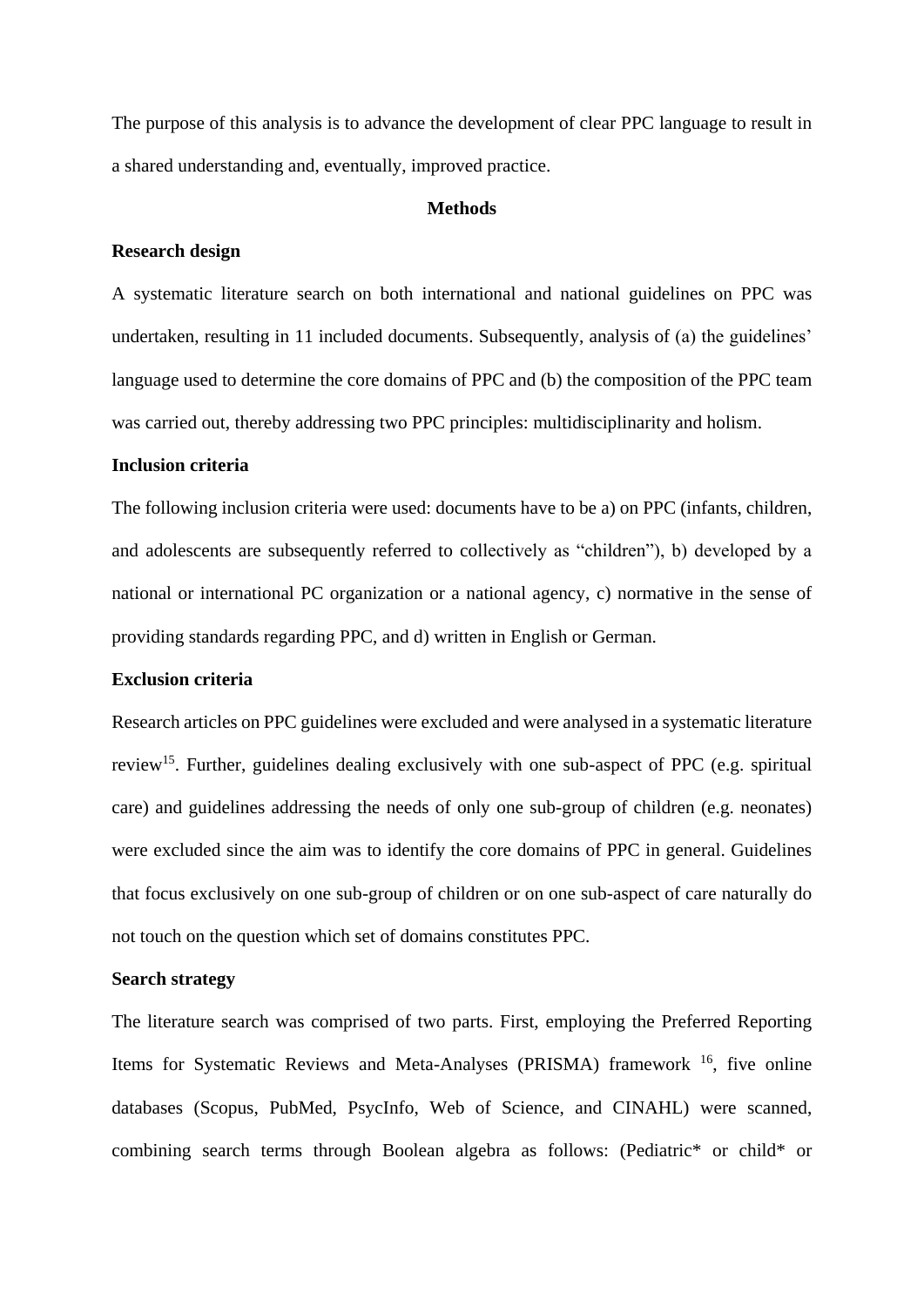The purpose of this analysis is to advance the development of clear PPC language to result in a shared understanding and, eventually, improved practice.

## Methods

### Research design

A systematic literature search on both international and national guidelines on PPC was undertaken, resulting in 11 included documents. Subsequently, analysis of (a) the guidelines' language used to determine the core domains of PPC and (b) the composition of the PPC team was carried out, thereby addressing two PPC principles: multidisciplinarity and holism.

### Inclusion criteria

The following inclusion criteria were used: documents have to be a) on PPC (infants, children, and adolescents are subsequently referred to collectively as "children"), b) developed by a national or international PC organization or a national agency, c) normative in the sense of providing standards regarding PPC, and d) written in English or German.

### Exclusion criteria

Research articles on PPC guidelines were excluded and were analysed in a systematic literature review[15]. Further, guidelines dealing exclusively with one sub-aspect of PPC (e.g. spiritual care) and guidelines addressing the needs of only one sub-group of children (e.g. neonates) were excluded since the aim was to identify the core domains of PPC in general. Guidelines that focus exclusively on one sub-group of children or on one sub-aspect of care naturally do not touch on the question which set of domains constitutes PPC.

### Search strategy

The literature search was comprised of two parts. First, employing the Preferred Reporting Items for Systematic Reviews and Meta-Analyses (PRISMA) framework [16], five online databases (Scopus, PubMed, PsycInfo, Web of Science, and CINAHL) were scanned, combining search terms through Boolean algebra as follows: (Pediatric* or child* or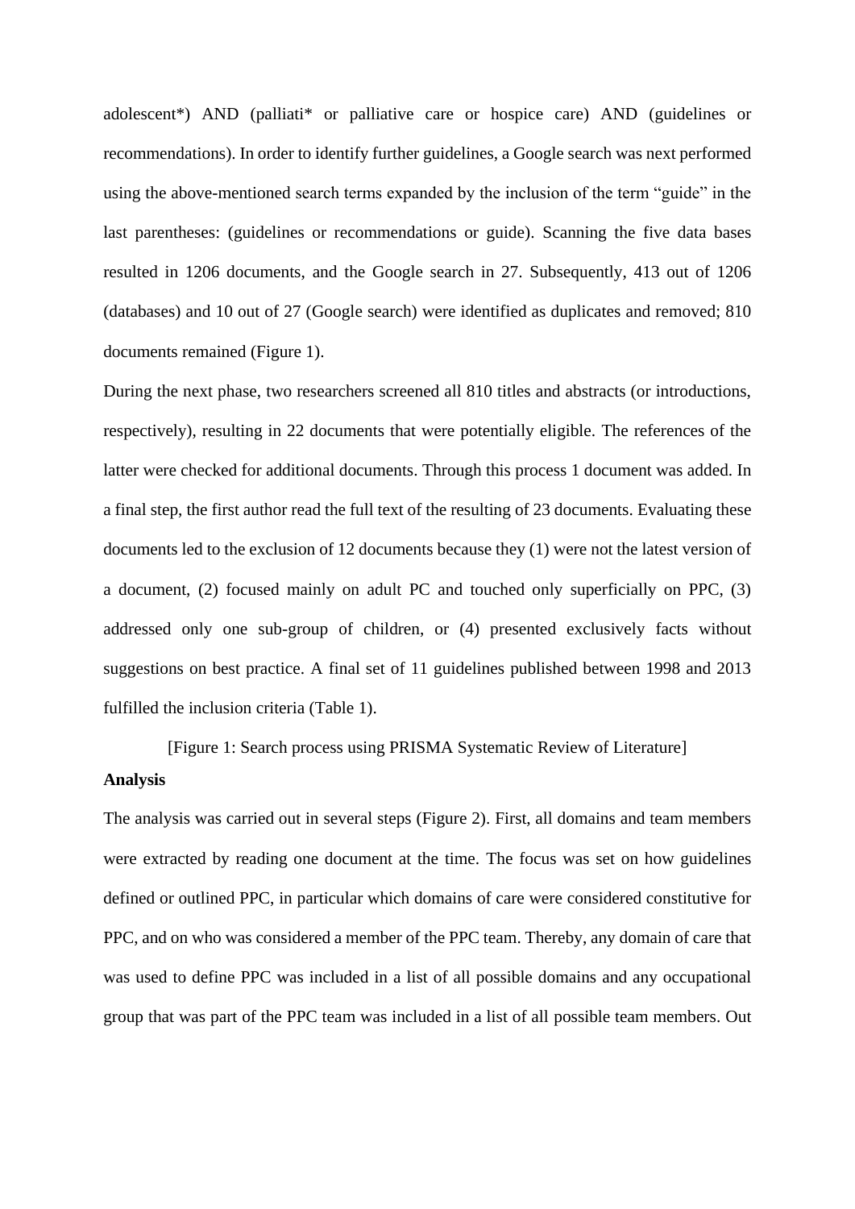adolescent*) AND (palliati* or palliative care or hospice care) AND (guidelines or recommendations). In order to identify further guidelines, a Google search was next performed using the above-mentioned search terms expanded by the inclusion of the term "guide" in the last parentheses: (guidelines or recommendations or guide). Scanning the five data bases resulted in 1206 documents, and the Google search in 27. Subsequently, 413 out of 1206 (databases) and 10 out of 27 (Google search) were identified as duplicates and removed; 810 documents remained (Figure 1).

During the next phase, two researchers screened all 810 titles and abstracts (or introductions, respectively), resulting in 22 documents that were potentially eligible. The references of the latter were checked for additional documents. Through this process 1 document was added. In a final step, the first author read the full text of the resulting of 23 documents. Evaluating these documents led to the exclusion of 12 documents because they (1) were not the latest version of a document, (2) focused mainly on adult PC and touched only superficially on PPC, (3) addressed only one sub-group of children, or (4) presented exclusively facts without suggestions on best practice. A final set of 11 guidelines published between 1998 and 2013 fulfilled the inclusion criteria (Table 1).

[Figure 1: Search process using PRISMA Systematic Review of Literature]

**Analysis**

The analysis was carried out in several steps (Figure 2). First, all domains and team members were extracted by reading one document at the time. The focus was set on how guidelines defined or outlined PPC, in particular which domains of care were considered constitutive for PPC, and on who was considered a member of the PPC team. Thereby, any domain of care that was used to define PPC was included in a list of all possible domains and any occupational group that was part of the PPC team was included in a list of all possible team members. Out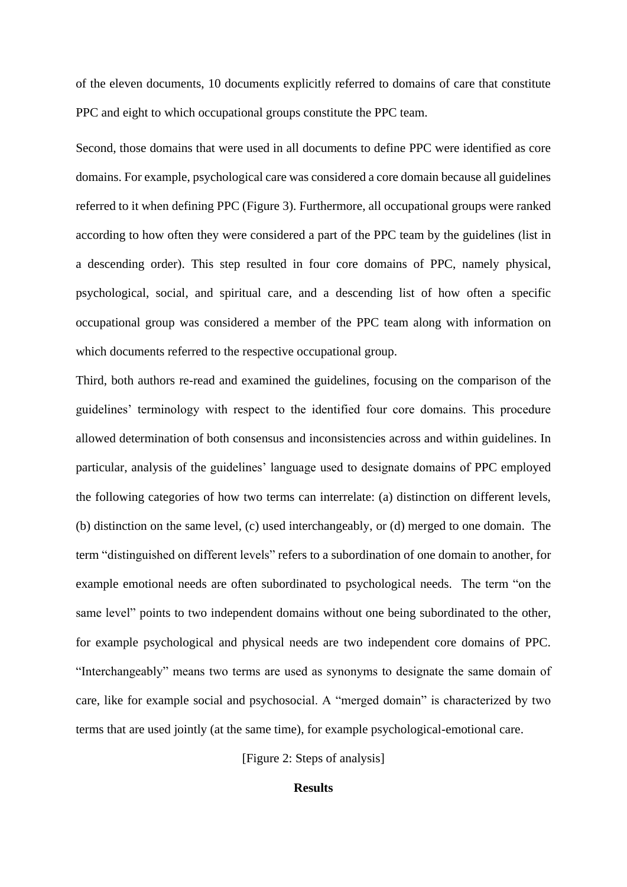of the eleven documents, 10 documents explicitly referred to domains of care that constitute PPC and eight to which occupational groups constitute the PPC team.

Second, those domains that were used in all documents to define PPC were identified as core domains. For example, psychological care was considered a core domain because all guidelines referred to it when defining PPC (Figure 3). Furthermore, all occupational groups were ranked according to how often they were considered a part of the PPC team by the guidelines (list in a descending order). This step resulted in four core domains of PPC, namely physical, psychological, social, and spiritual care, and a descending list of how often a specific occupational group was considered a member of the PPC team along with information on which documents referred to the respective occupational group.

Third, both authors re-read and examined the guidelines, focusing on the comparison of the guidelines' terminology with respect to the identified four core domains. This procedure allowed determination of both consensus and inconsistencies across and within guidelines. In particular, analysis of the guidelines' language used to designate domains of PPC employed the following categories of how two terms can interrelate: (a) distinction on different levels, (b) distinction on the same level, (c) used interchangeably, or (d) merged to one domain. The term "distinguished on different levels" refers to a subordination of one domain to another, for example emotional needs are often subordinated to psychological needs. The term "on the same level" points to two independent domains without one being subordinated to the other, for example psychological and physical needs are two independent core domains of PPC. "Interchangeably" means two terms are used as synonyms to designate the same domain of care, like for example social and psychosocial. A "merged domain" is characterized by two terms that are used jointly (at the same time), for example psychological-emotional care.

[Figure 2: Steps of analysis]

## Results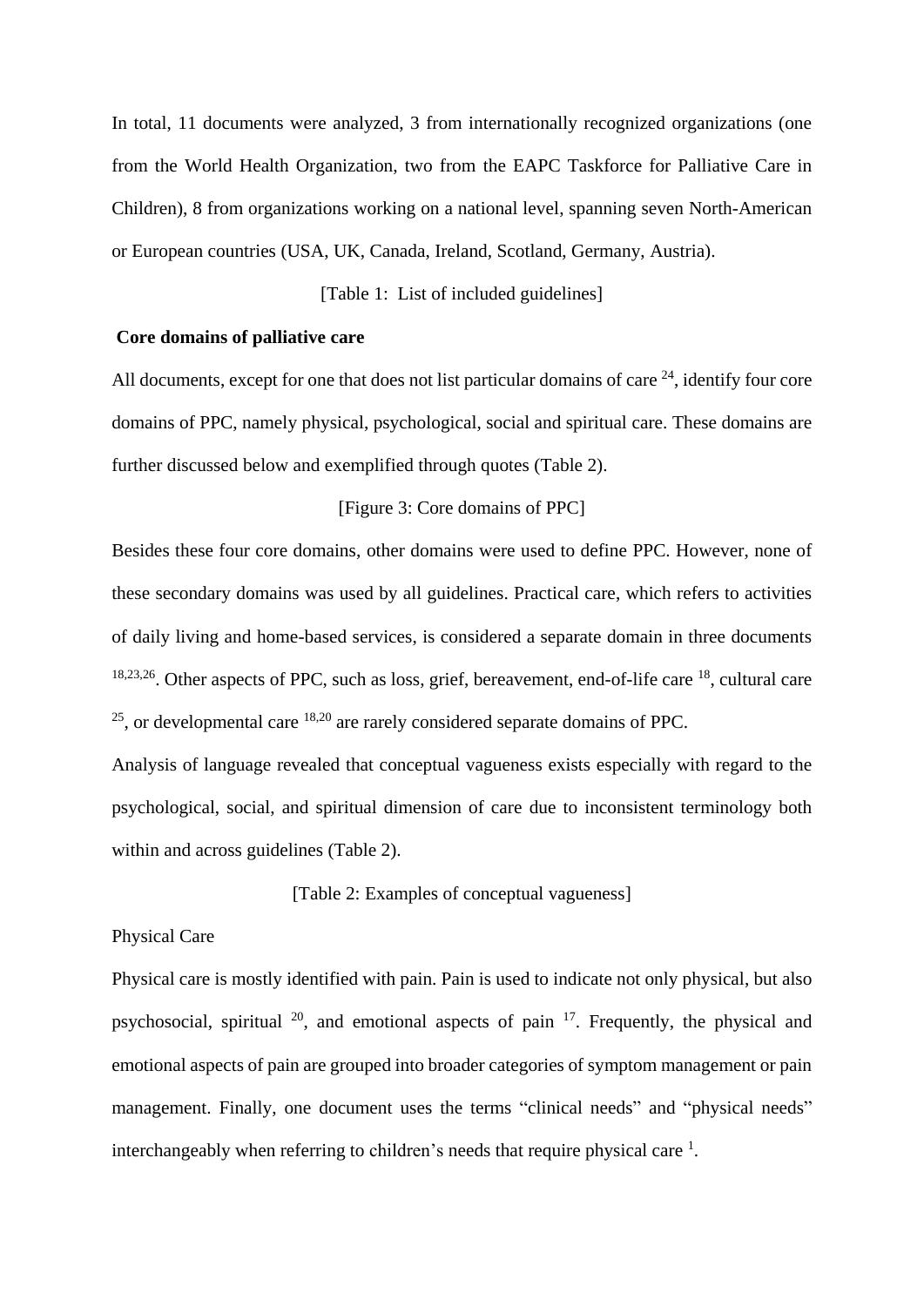In total, 11 documents were analyzed, 3 from internationally recognized organizations (one from the World Health Organization, two from the EAPC Taskforce for Palliative Care in Children), 8 from organizations working on a national level, spanning seven North-American or European countries (USA, UK, Canada, Ireland, Scotland, Germany, Austria).

[Table 1: List of included guidelines]

**Core domains of palliative care**

All documents, except for one that does not list particular domains of care [24], identify four core domains of PPC, namely physical, psychological, social and spiritual care. These domains are further discussed below and exemplified through quotes (Table 2).

[Figure 3: Core domains of PPC]

Besides these four core domains, other domains were used to define PPC. However, none of these secondary domains was used by all guidelines. Practical care, which refers to activities of daily living and home-based services, is considered a separate domain in three documents [18,23,26]. Other aspects of PPC, such as loss, grief, bereavement, end-of-life care [18], cultural care [25], or developmental care [18,20] are rarely considered separate domains of PPC.

Analysis of language revealed that conceptual vagueness exists especially with regard to the psychological, social, and spiritual dimension of care due to inconsistent terminology both within and across guidelines (Table 2).

[Table 2: Examples of conceptual vagueness]

Physical Care

Physical care is mostly identified with pain. Pain is used to indicate not only physical, but also psychosocial, spiritual [20], and emotional aspects of pain [17]. Frequently, the physical and emotional aspects of pain are grouped into broader categories of symptom management or pain management. Finally, one document uses the terms "clinical needs" and "physical needs" interchangeably when referring to children's needs that require physical care [1].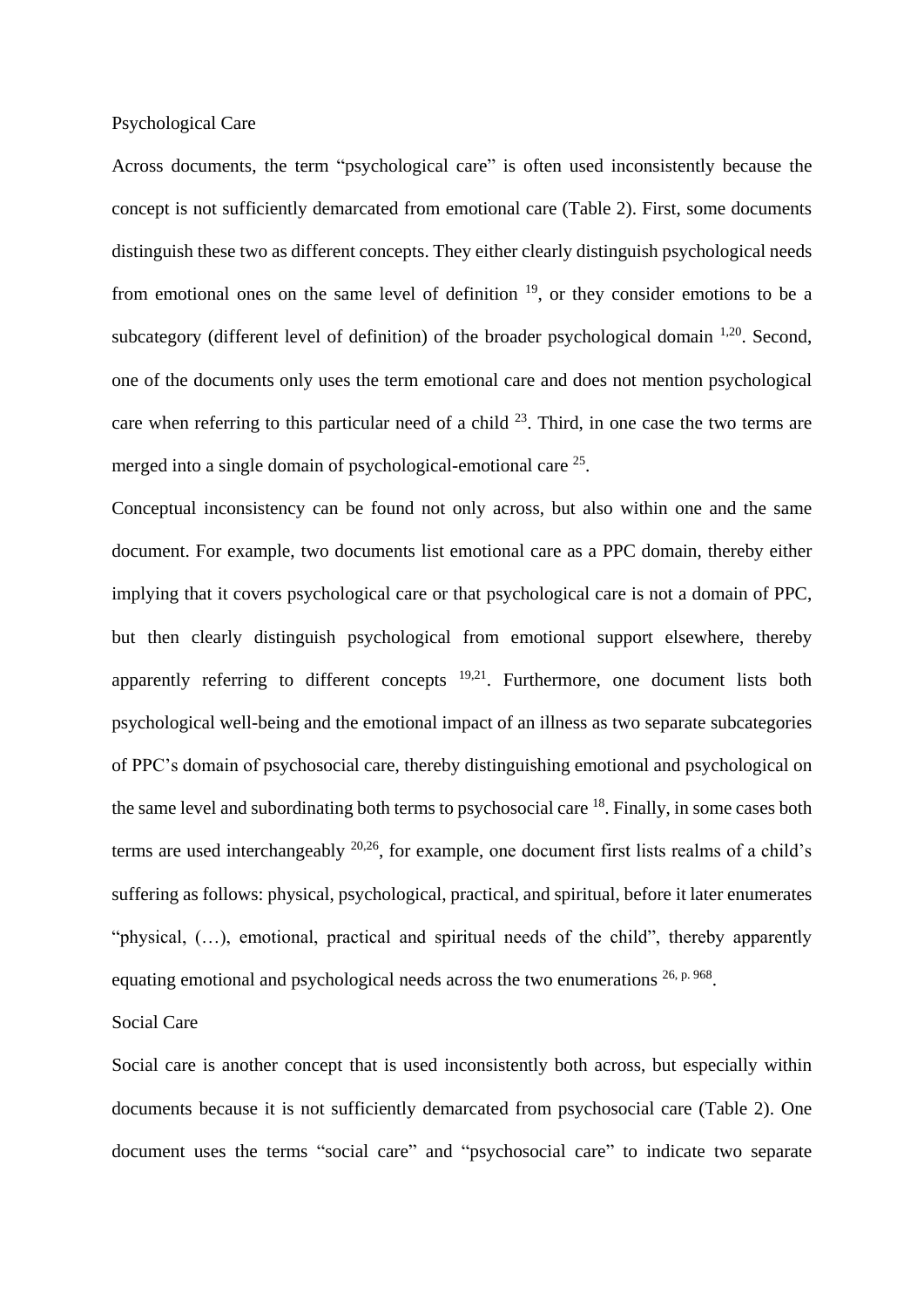## Psychological Care

Across documents, the term "psychological care" is often used inconsistently because the concept is not sufficiently demarcated from emotional care (Table 2). First, some documents distinguish these two as different concepts. They either clearly distinguish psychological needs from emotional ones on the same level of definition [19], or they consider emotions to be a subcategory (different level of definition) of the broader psychological domain [1,20]. Second, one of the documents only uses the term emotional care and does not mention psychological care when referring to this particular need of a child [23]. Third, in one case the two terms are merged into a single domain of psychological-emotional care [25].

Conceptual inconsistency can be found not only across, but also within one and the same document. For example, two documents list emotional care as a PPC domain, thereby either implying that it covers psychological care or that psychological care is not a domain of PPC, but then clearly distinguish psychological from emotional support elsewhere, thereby apparently referring to different concepts [19,21]. Furthermore, one document lists both psychological well-being and the emotional impact of an illness as two separate subcategories of PPC's domain of psychosocial care, thereby distinguishing emotional and psychological on the same level and subordinating both terms to psychosocial care [18]. Finally, in some cases both terms are used interchangeably [20,26], for example, one document first lists realms of a child's suffering as follows: physical, psychological, practical, and spiritual, before it later enumerates "physical, (…), emotional, practical and spiritual needs of the child", thereby apparently equating emotional and psychological needs across the two enumerations [26, p. 968].

## Social Care

Social care is another concept that is used inconsistently both across, but especially within documents because it is not sufficiently demarcated from psychosocial care (Table 2). One document uses the terms "social care" and "psychosocial care" to indicate two separate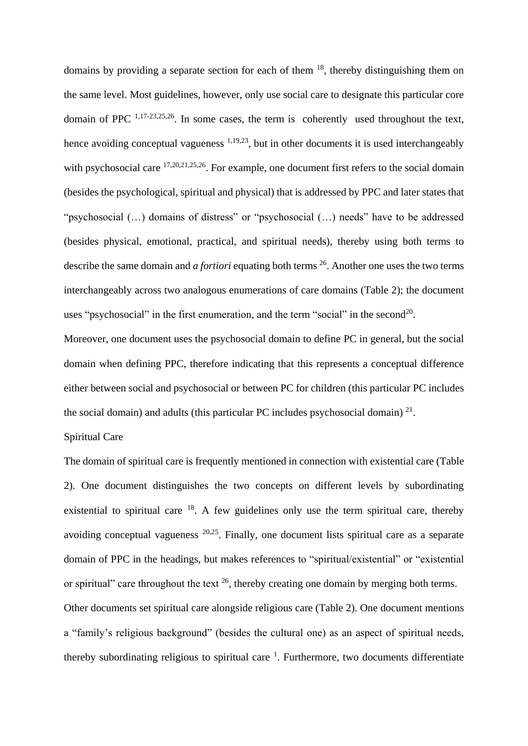domains by providing a separate section for each of them [18], thereby distinguishing them on the same level. Most guidelines, however, only use social care to designate this particular core domain of PPC [1,17-23,25,26]. In some cases, the term is coherently used throughout the text, hence avoiding conceptual vagueness [1,19,23], but in other documents it is used interchangeably with psychosocial care [17,20,21,25,26]. For example, one document first refers to the social domain (besides the psychological, spiritual and physical) that is addressed by PPC and later states that "psychosocial (…) domains of distress" or "psychosocial (…) needs" have to be addressed (besides physical, emotional, practical, and spiritual needs), thereby using both terms to describe the same domain and *a fortiori* equating both terms [26]. Another one uses the two terms interchangeably across two analogous enumerations of care domains (Table 2); the document uses "psychosocial" in the first enumeration, and the term "social" in the second[20].

Moreover, one document uses the psychosocial domain to define PC in general, but the social domain when defining PPC, therefore indicating that this represents a conceptual difference either between social and psychosocial or between PC for children (this particular PC includes the social domain) and adults (this particular PC includes psychosocial domain) [21].

Spiritual Care

The domain of spiritual care is frequently mentioned in connection with existential care (Table 2). One document distinguishes the two concepts on different levels by subordinating existential to spiritual care [18]. A few guidelines only use the term spiritual care, thereby avoiding conceptual vagueness [20,25]. Finally, one document lists spiritual care as a separate domain of PPC in the headings, but makes references to "spiritual/existential" or "existential or spiritual" care throughout the text [26], thereby creating one domain by merging both terms.

Other documents set spiritual care alongside religious care (Table 2). One document mentions a "family's religious background" (besides the cultural one) as an aspect of spiritual needs, thereby subordinating religious to spiritual care [1]. Furthermore, two documents differentiate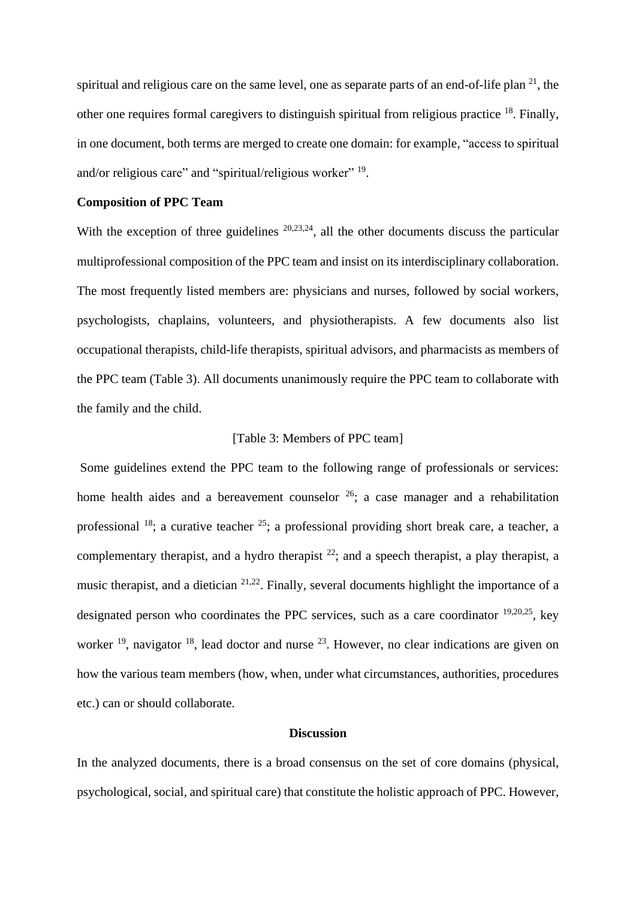spiritual and religious care on the same level, one as separate parts of an end-of-life plan [21], the other one requires formal caregivers to distinguish spiritual from religious practice [18]. Finally, in one document, both terms are merged to create one domain: for example, "access to spiritual and/or religious care" and "spiritual/religious worker" [19].

**Composition of PPC Team**

With the exception of three guidelines [20,23,24], all the other documents discuss the particular multiprofessional composition of the PPC team and insist on its interdisciplinary collaboration. The most frequently listed members are: physicians and nurses, followed by social workers, psychologists, chaplains, volunteers, and physiotherapists. A few documents also list occupational therapists, child-life therapists, spiritual advisors, and pharmacists as members of the PPC team (Table 3). All documents unanimously require the PPC team to collaborate with the family and the child.

[Table 3: Members of PPC team]

Some guidelines extend the PPC team to the following range of professionals or services: home health aides and a bereavement counselor [26]; a case manager and a rehabilitation professional [18]; a curative teacher [25]; a professional providing short break care, a teacher, a complementary therapist, and a hydro therapist [22]; and a speech therapist, a play therapist, a music therapist, and a dietician [21,22]. Finally, several documents highlight the importance of a designated person who coordinates the PPC services, such as a care coordinator [19,20,25], key worker [19], navigator [18], lead doctor and nurse [23]. However, no clear indications are given on how the various team members (how, when, under what circumstances, authorities, procedures etc.) can or should collaborate.

## Discussion

In the analyzed documents, there is a broad consensus on the set of core domains (physical, psychological, social, and spiritual care) that constitute the holistic approach of PPC. However,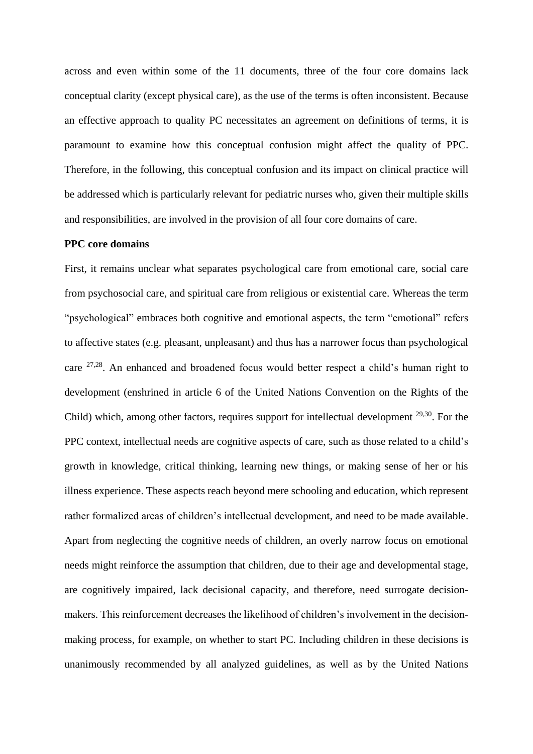across and even within some of the 11 documents, three of the four core domains lack conceptual clarity (except physical care), as the use of the terms is often inconsistent. Because an effective approach to quality PC necessitates an agreement on definitions of terms, it is paramount to examine how this conceptual confusion might affect the quality of PPC. Therefore, in the following, this conceptual confusion and its impact on clinical practice will be addressed which is particularly relevant for pediatric nurses who, given their multiple skills and responsibilities, are involved in the provision of all four core domains of care.

**PPC core domains**

First, it remains unclear what separates psychological care from emotional care, social care from psychosocial care, and spiritual care from religious or existential care. Whereas the term "psychological" embraces both cognitive and emotional aspects, the term "emotional" refers to affective states (e.g. pleasant, unpleasant) and thus has a narrower focus than psychological care [27,28]. An enhanced and broadened focus would better respect a child's human right to development (enshrined in article 6 of the United Nations Convention on the Rights of the Child) which, among other factors, requires support for intellectual development [29,30]. For the PPC context, intellectual needs are cognitive aspects of care, such as those related to a child's growth in knowledge, critical thinking, learning new things, or making sense of her or his illness experience. These aspects reach beyond mere schooling and education, which represent rather formalized areas of children's intellectual development, and need to be made available. Apart from neglecting the cognitive needs of children, an overly narrow focus on emotional needs might reinforce the assumption that children, due to their age and developmental stage, are cognitively impaired, lack decisional capacity, and therefore, need surrogate decision-makers. This reinforcement decreases the likelihood of children's involvement in the decision-making process, for example, on whether to start PC. Including children in these decisions is unanimously recommended by all analyzed guidelines, as well as by the United Nations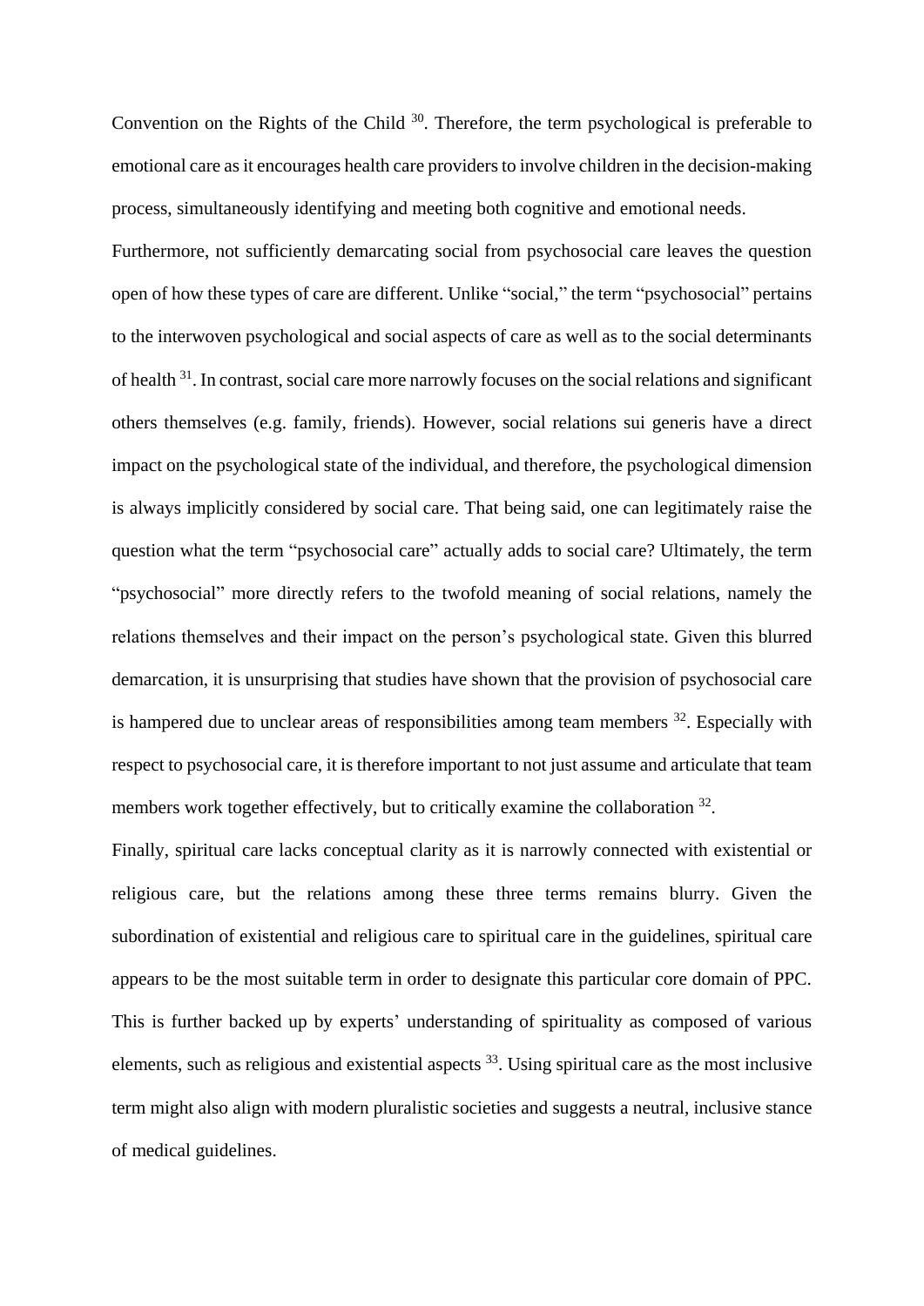Convention on the Rights of the Child [30]. Therefore, the term psychological is preferable to emotional care as it encourages health care providers to involve children in the decision-making process, simultaneously identifying and meeting both cognitive and emotional needs.

Furthermore, not sufficiently demarcating social from psychosocial care leaves the question open of how these types of care are different. Unlike "social," the term "psychosocial" pertains to the interwoven psychological and social aspects of care as well as to the social determinants of health [31]. In contrast, social care more narrowly focuses on the social relations and significant others themselves (e.g. family, friends). However, social relations sui generis have a direct impact on the psychological state of the individual, and therefore, the psychological dimension is always implicitly considered by social care. That being said, one can legitimately raise the question what the term "psychosocial care" actually adds to social care? Ultimately, the term "psychosocial" more directly refers to the twofold meaning of social relations, namely the relations themselves and their impact on the person's psychological state. Given this blurred demarcation, it is unsurprising that studies have shown that the provision of psychosocial care is hampered due to unclear areas of responsibilities among team members [32]. Especially with respect to psychosocial care, it is therefore important to not just assume and articulate that team members work together effectively, but to critically examine the collaboration [32].

Finally, spiritual care lacks conceptual clarity as it is narrowly connected with existential or religious care, but the relations among these three terms remains blurry. Given the subordination of existential and religious care to spiritual care in the guidelines, spiritual care appears to be the most suitable term in order to designate this particular core domain of PPC. This is further backed up by experts' understanding of spirituality as composed of various elements, such as religious and existential aspects [33]. Using spiritual care as the most inclusive term might also align with modern pluralistic societies and suggests a neutral, inclusive stance of medical guidelines.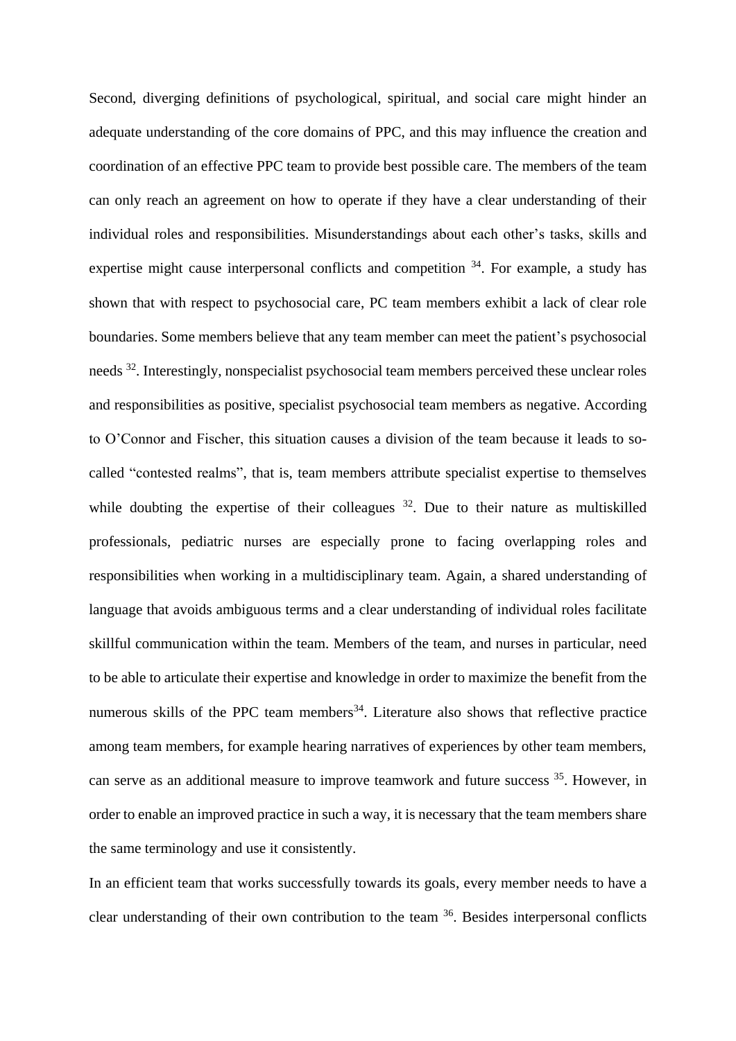Second, diverging definitions of psychological, spiritual, and social care might hinder an adequate understanding of the core domains of PPC, and this may influence the creation and coordination of an effective PPC team to provide best possible care. The members of the team can only reach an agreement on how to operate if they have a clear understanding of their individual roles and responsibilities. Misunderstandings about each other's tasks, skills and expertise might cause interpersonal conflicts and competition [34]. For example, a study has shown that with respect to psychosocial care, PC team members exhibit a lack of clear role boundaries. Some members believe that any team member can meet the patient's psychosocial needs [32]. Interestingly, nonspecialist psychosocial team members perceived these unclear roles and responsibilities as positive, specialist psychosocial team members as negative. According to O'Connor and Fischer, this situation causes a division of the team because it leads to so-called "contested realms", that is, team members attribute specialist expertise to themselves while doubting the expertise of their colleagues [32]. Due to their nature as multiskilled professionals, pediatric nurses are especially prone to facing overlapping roles and responsibilities when working in a multidisciplinary team. Again, a shared understanding of language that avoids ambiguous terms and a clear understanding of individual roles facilitate skillful communication within the team. Members of the team, and nurses in particular, need to be able to articulate their expertise and knowledge in order to maximize the benefit from the numerous skills of the PPC team members[34]. Literature also shows that reflective practice among team members, for example hearing narratives of experiences by other team members, can serve as an additional measure to improve teamwork and future success [35]. However, in order to enable an improved practice in such a way, it is necessary that the team members share the same terminology and use it consistently.

In an efficient team that works successfully towards its goals, every member needs to have a clear understanding of their own contribution to the team [36]. Besides interpersonal conflicts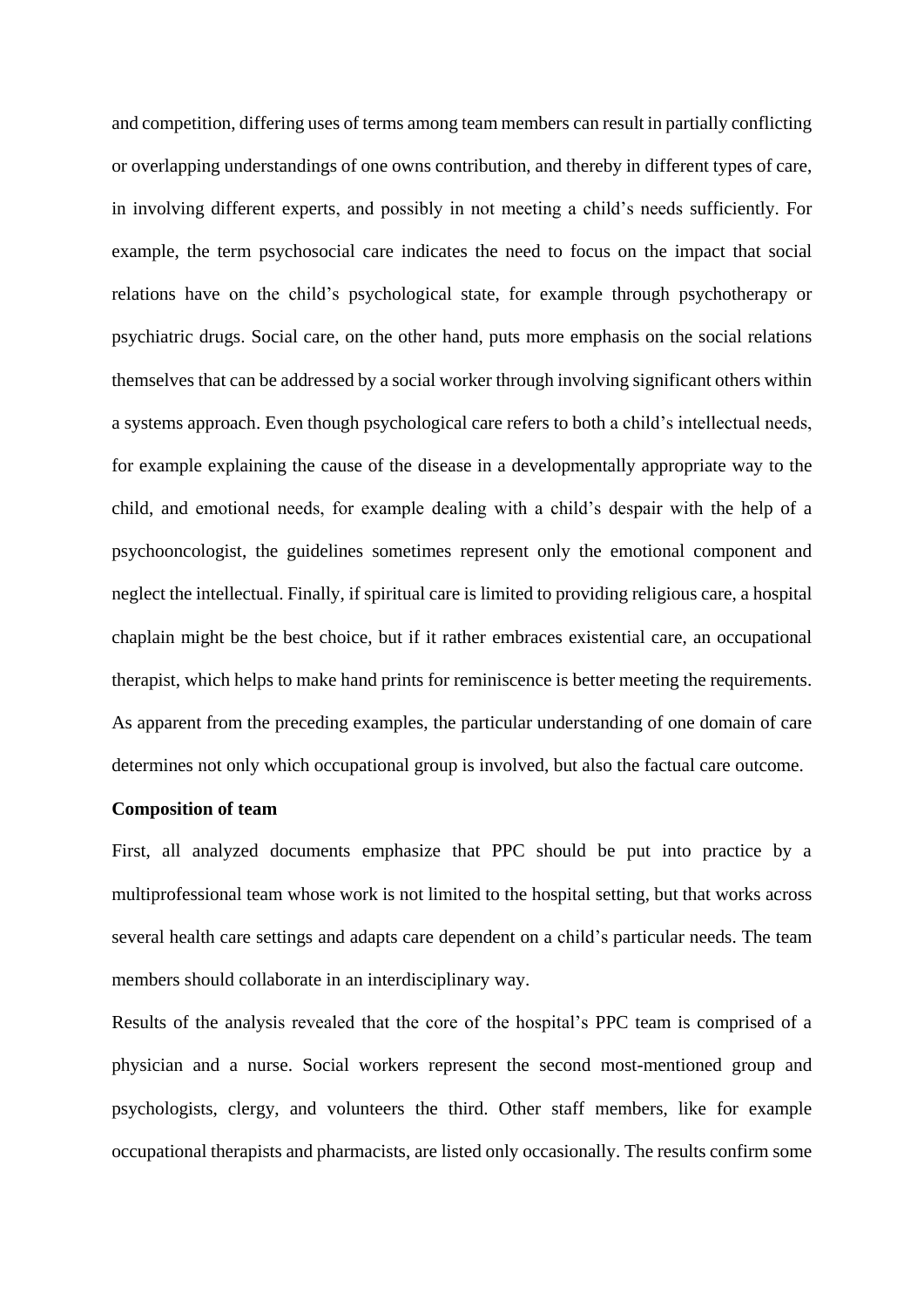and competition, differing uses of terms among team members can result in partially conflicting or overlapping understandings of one owns contribution, and thereby in different types of care, in involving different experts, and possibly in not meeting a child's needs sufficiently. For example, the term psychosocial care indicates the need to focus on the impact that social relations have on the child's psychological state, for example through psychotherapy or psychiatric drugs. Social care, on the other hand, puts more emphasis on the social relations themselves that can be addressed by a social worker through involving significant others within a systems approach. Even though psychological care refers to both a child's intellectual needs, for example explaining the cause of the disease in a developmentally appropriate way to the child, and emotional needs, for example dealing with a child's despair with the help of a psychooncologist, the guidelines sometimes represent only the emotional component and neglect the intellectual. Finally, if spiritual care is limited to providing religious care, a hospital chaplain might be the best choice, but if it rather embraces existential care, an occupational therapist, which helps to make hand prints for reminiscence is better meeting the requirements. As apparent from the preceding examples, the particular understanding of one domain of care determines not only which occupational group is involved, but also the factual care outcome.

**Composition of team**

First, all analyzed documents emphasize that PPC should be put into practice by a multiprofessional team whose work is not limited to the hospital setting, but that works across several health care settings and adapts care dependent on a child's particular needs. The team members should collaborate in an interdisciplinary way.

Results of the analysis revealed that the core of the hospital's PPC team is comprised of a physician and a nurse. Social workers represent the second most-mentioned group and psychologists, clergy, and volunteers the third. Other staff members, like for example occupational therapists and pharmacists, are listed only occasionally. The results confirm some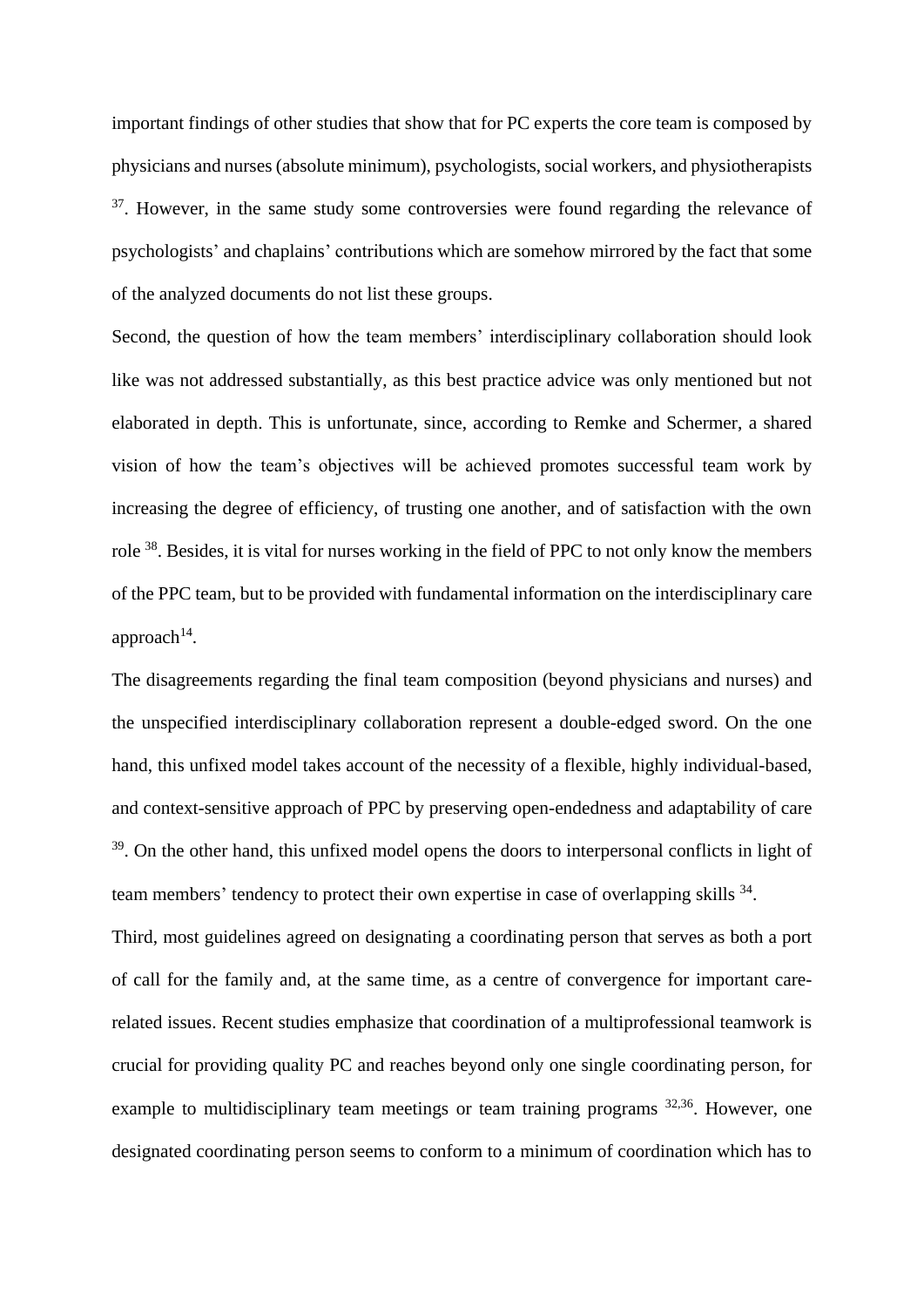important findings of other studies that show that for PC experts the core team is composed by physicians and nurses (absolute minimum), psychologists, social workers, and physiotherapists [37]. However, in the same study some controversies were found regarding the relevance of psychologists' and chaplains' contributions which are somehow mirrored by the fact that some of the analyzed documents do not list these groups.

Second, the question of how the team members' interdisciplinary collaboration should look like was not addressed substantially, as this best practice advice was only mentioned but not elaborated in depth. This is unfortunate, since, according to Remke and Schermer, a shared vision of how the team's objectives will be achieved promotes successful team work by increasing the degree of efficiency, of trusting one another, and of satisfaction with the own role [38]. Besides, it is vital for nurses working in the field of PPC to not only know the members of the PPC team, but to be provided with fundamental information on the interdisciplinary care approach[14].

The disagreements regarding the final team composition (beyond physicians and nurses) and the unspecified interdisciplinary collaboration represent a double-edged sword. On the one hand, this unfixed model takes account of the necessity of a flexible, highly individual-based, and context-sensitive approach of PPC by preserving open-endedness and adaptability of care [39]. On the other hand, this unfixed model opens the doors to interpersonal conflicts in light of team members' tendency to protect their own expertise in case of overlapping skills [34].

Third, most guidelines agreed on designating a coordinating person that serves as both a port of call for the family and, at the same time, as a centre of convergence for important care-related issues. Recent studies emphasize that coordination of a multiprofessional teamwork is crucial for providing quality PC and reaches beyond only one single coordinating person, for example to multidisciplinary team meetings or team training programs [32,36]. However, one designated coordinating person seems to conform to a minimum of coordination which has to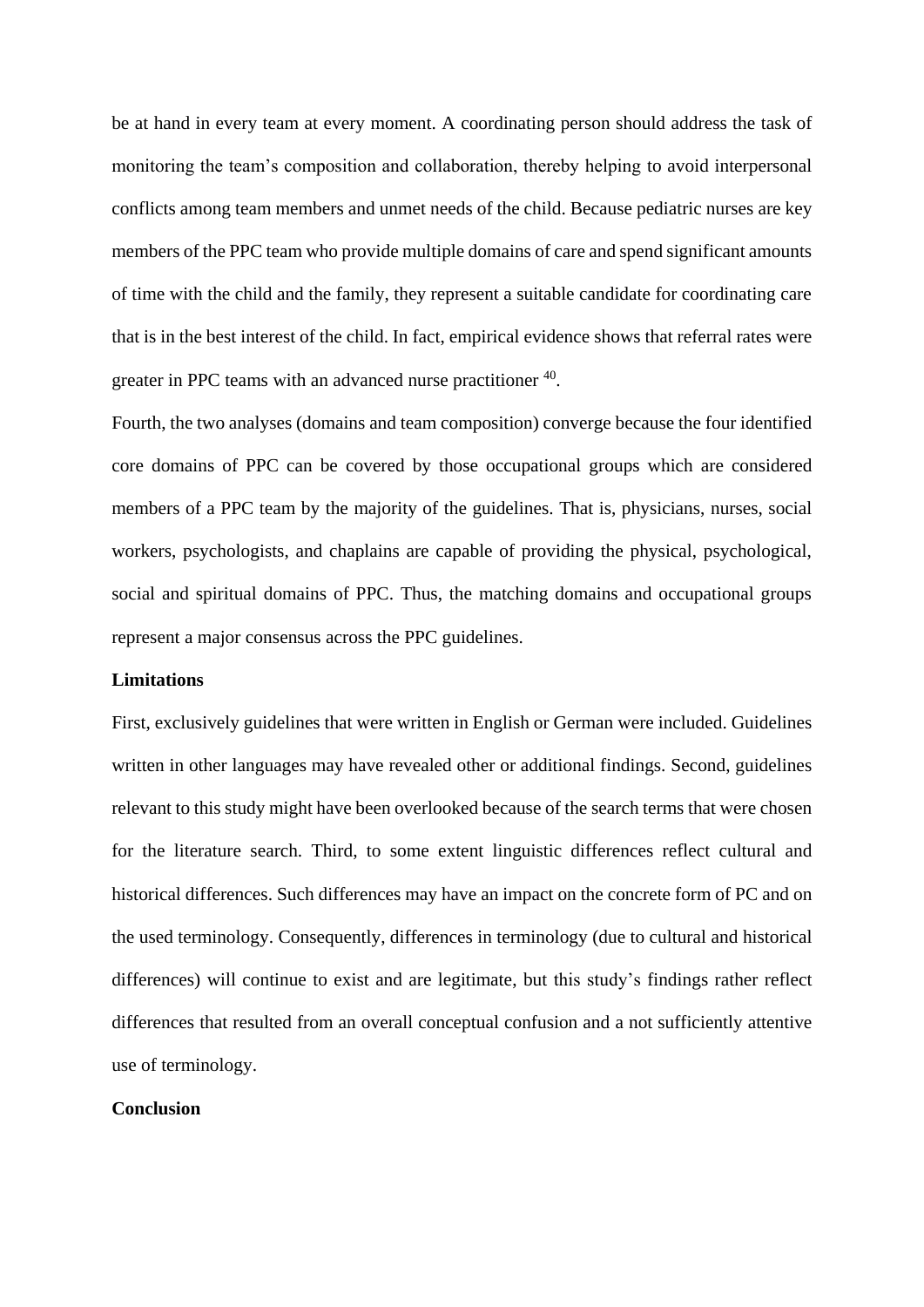be at hand in every team at every moment. A coordinating person should address the task of monitoring the team's composition and collaboration, thereby helping to avoid interpersonal conflicts among team members and unmet needs of the child. Because pediatric nurses are key members of the PPC team who provide multiple domains of care and spend significant amounts of time with the child and the family, they represent a suitable candidate for coordinating care that is in the best interest of the child. In fact, empirical evidence shows that referral rates were greater in PPC teams with an advanced nurse practitioner [40].

Fourth, the two analyses (domains and team composition) converge because the four identified core domains of PPC can be covered by those occupational groups which are considered members of a PPC team by the majority of the guidelines. That is, physicians, nurses, social workers, psychologists, and chaplains are capable of providing the physical, psychological, social and spiritual domains of PPC. Thus, the matching domains and occupational groups represent a major consensus across the PPC guidelines.

**Limitations**

First, exclusively guidelines that were written in English or German were included. Guidelines written in other languages may have revealed other or additional findings. Second, guidelines relevant to this study might have been overlooked because of the search terms that were chosen for the literature search. Third, to some extent linguistic differences reflect cultural and historical differences. Such differences may have an impact on the concrete form of PC and on the used terminology. Consequently, differences in terminology (due to cultural and historical differences) will continue to exist and are legitimate, but this study's findings rather reflect differences that resulted from an overall conceptual confusion and a not sufficiently attentive use of terminology.

**Conclusion**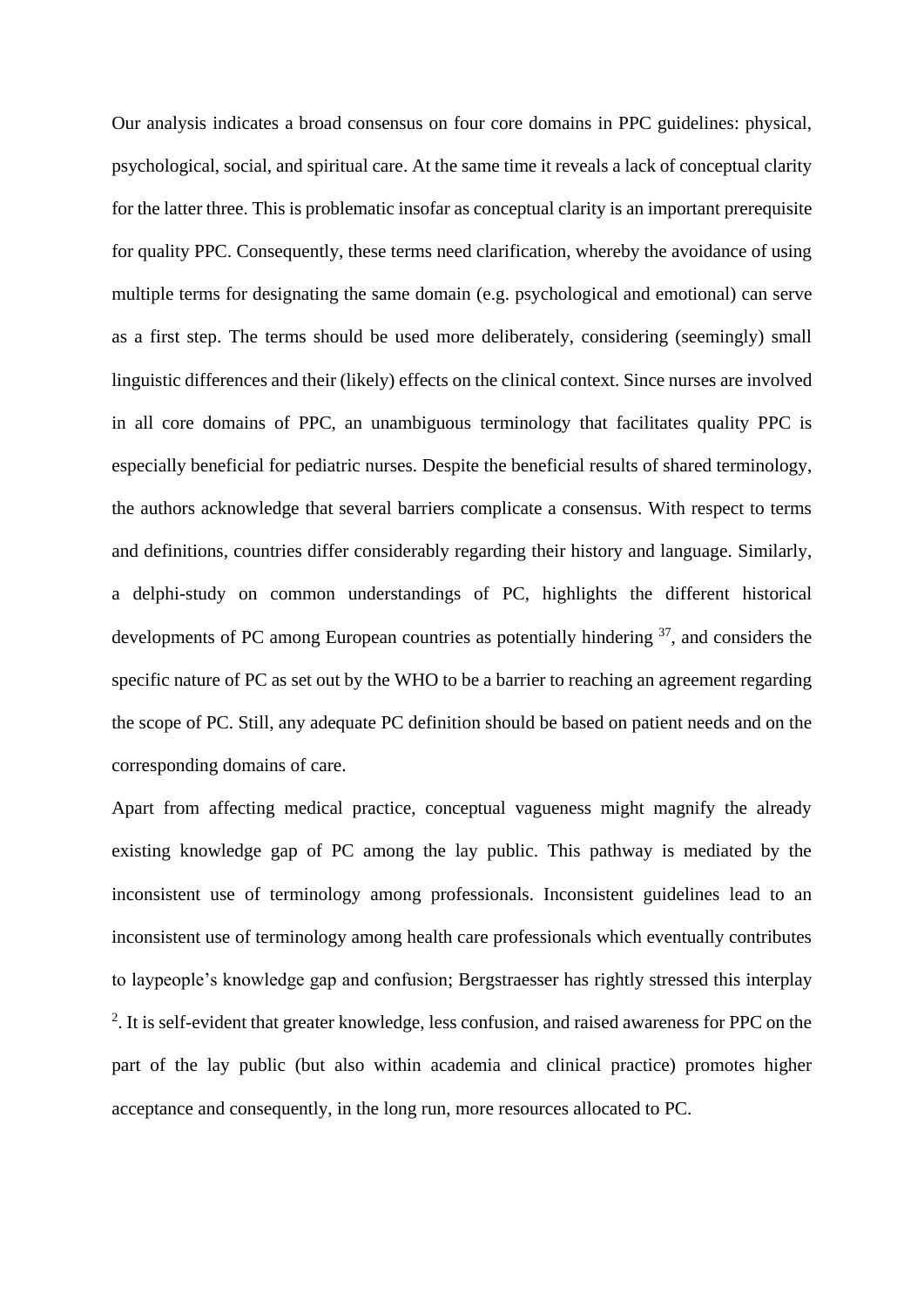Our analysis indicates a broad consensus on four core domains in PPC guidelines: physical, psychological, social, and spiritual care. At the same time it reveals a lack of conceptual clarity for the latter three. This is problematic insofar as conceptual clarity is an important prerequisite for quality PPC. Consequently, these terms need clarification, whereby the avoidance of using multiple terms for designating the same domain (e.g. psychological and emotional) can serve as a first step. The terms should be used more deliberately, considering (seemingly) small linguistic differences and their (likely) effects on the clinical context. Since nurses are involved in all core domains of PPC, an unambiguous terminology that facilitates quality PPC is especially beneficial for pediatric nurses. Despite the beneficial results of shared terminology, the authors acknowledge that several barriers complicate a consensus. With respect to terms and definitions, countries differ considerably regarding their history and language. Similarly, a delphi-study on common understandings of PC, highlights the different historical developments of PC among European countries as potentially hindering [37], and considers the specific nature of PC as set out by the WHO to be a barrier to reaching an agreement regarding the scope of PC. Still, any adequate PC definition should be based on patient needs and on the corresponding domains of care.

Apart from affecting medical practice, conceptual vagueness might magnify the already existing knowledge gap of PC among the lay public. This pathway is mediated by the inconsistent use of terminology among professionals. Inconsistent guidelines lead to an inconsistent use of terminology among health care professionals which eventually contributes to laypeople's knowledge gap and confusion; Bergstraesser has rightly stressed this interplay [2]. It is self-evident that greater knowledge, less confusion, and raised awareness for PPC on the part of the lay public (but also within academia and clinical practice) promotes higher acceptance and consequently, in the long run, more resources allocated to PC.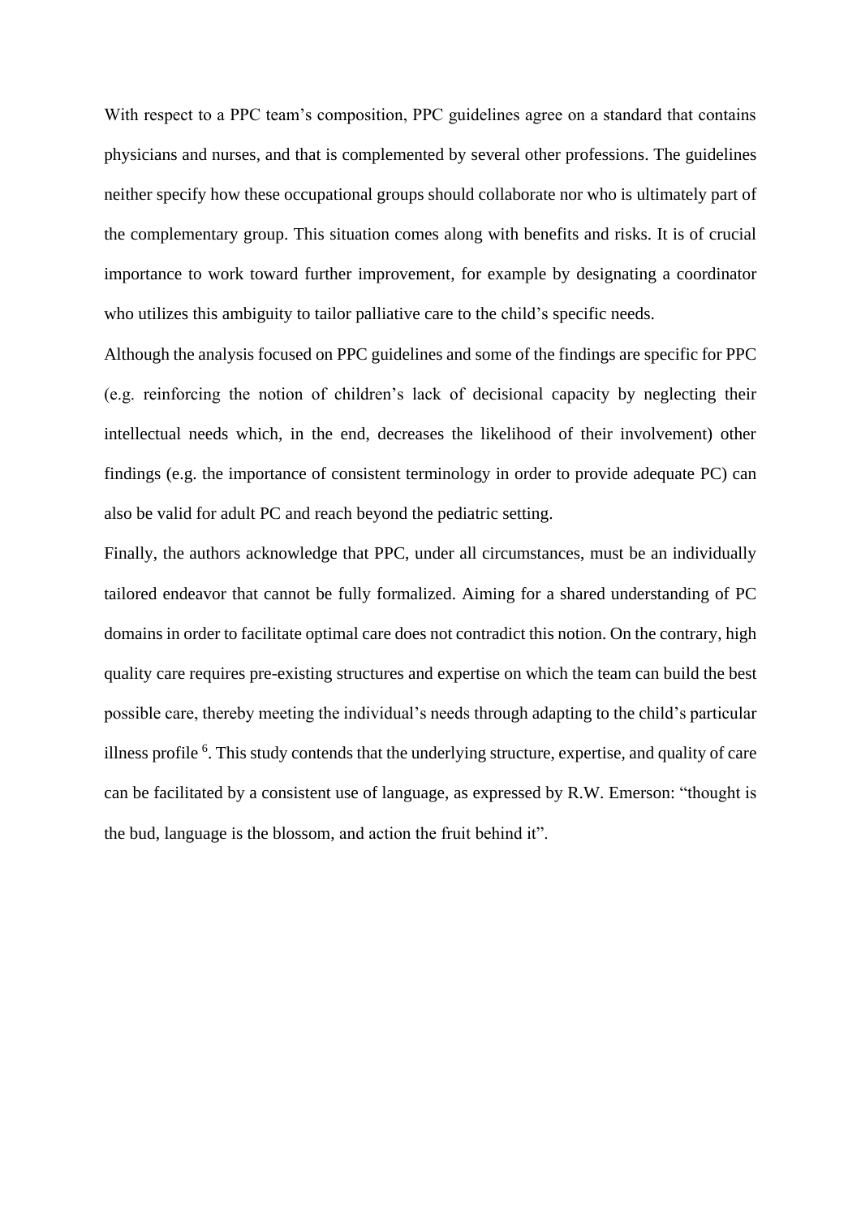With respect to a PPC team's composition, PPC guidelines agree on a standard that contains physicians and nurses, and that is complemented by several other professions. The guidelines neither specify how these occupational groups should collaborate nor who is ultimately part of the complementary group. This situation comes along with benefits and risks. It is of crucial importance to work toward further improvement, for example by designating a coordinator who utilizes this ambiguity to tailor palliative care to the child's specific needs.

Although the analysis focused on PPC guidelines and some of the findings are specific for PPC (e.g. reinforcing the notion of children's lack of decisional capacity by neglecting their intellectual needs which, in the end, decreases the likelihood of their involvement) other findings (e.g. the importance of consistent terminology in order to provide adequate PC) can also be valid for adult PC and reach beyond the pediatric setting.

Finally, the authors acknowledge that PPC, under all circumstances, must be an individually tailored endeavor that cannot be fully formalized. Aiming for a shared understanding of PC domains in order to facilitate optimal care does not contradict this notion. On the contrary, high quality care requires pre-existing structures and expertise on which the team can build the best possible care, thereby meeting the individual's needs through adapting to the child's particular illness profile [6]. This study contends that the underlying structure, expertise, and quality of care can be facilitated by a consistent use of language, as expressed by R.W. Emerson: "thought is the bud, language is the blossom, and action the fruit behind it".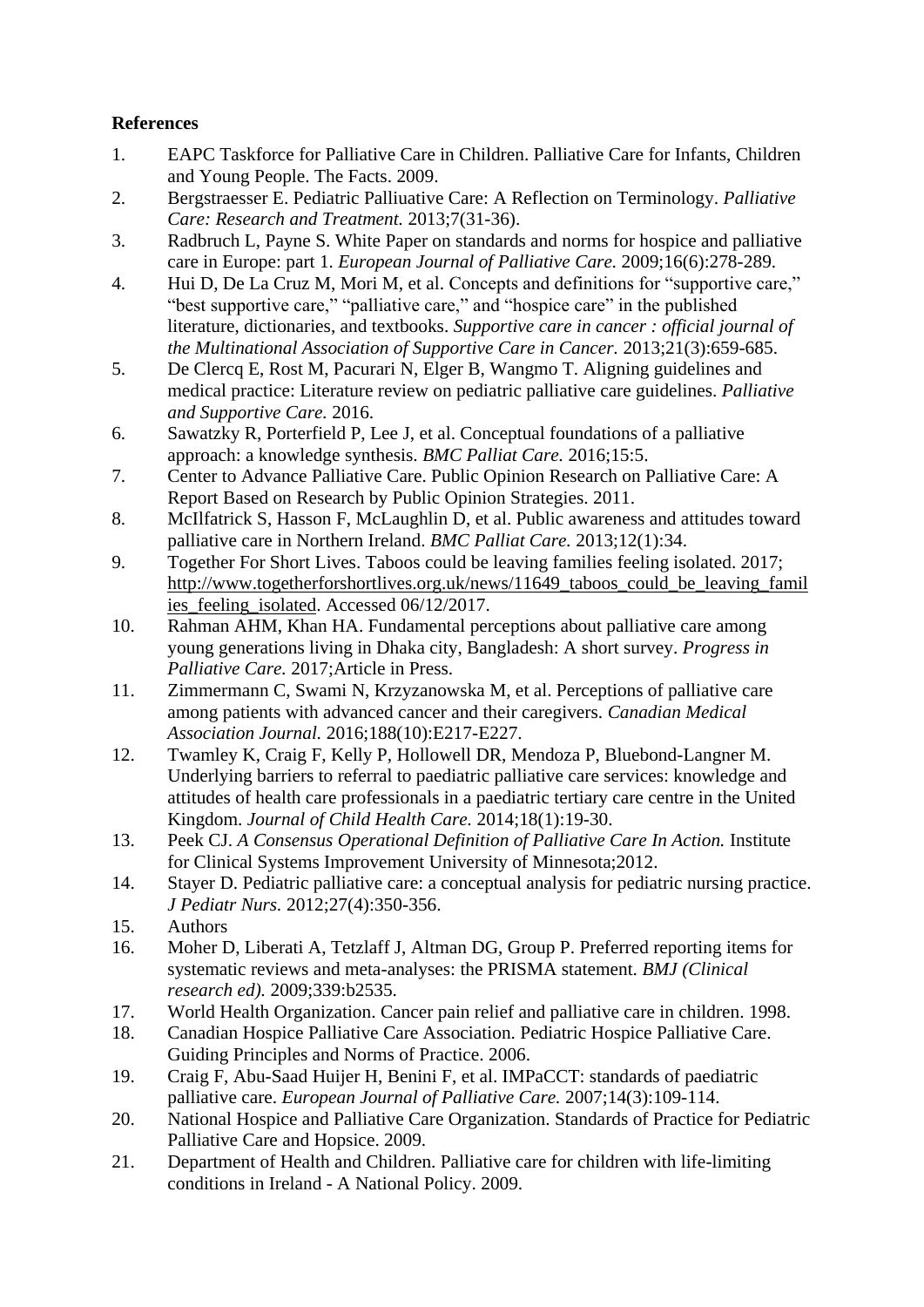**References**

1. EAPC Taskforce for Palliative Care in Children. Palliative Care for Infants, Children and Young People. The Facts. 2009.
2. Bergstraesser E. Pediatric Palliuative Care: A Reflection on Terminology. *Palliative Care: Research and Treatment.* 2013;7(31-36).
3. Radbruch L, Payne S. White Paper on standards and norms for hospice and palliative care in Europe: part 1. *European Journal of Palliative Care.* 2009;16(6):278-289.
4. Hui D, De La Cruz M, Mori M, et al. Concepts and definitions for "supportive care," "best supportive care," "palliative care," and "hospice care" in the published literature, dictionaries, and textbooks. *Supportive care in cancer : official journal of the Multinational Association of Supportive Care in Cancer.* 2013;21(3):659-685.
5. De Clercq E, Rost M, Pacurari N, Elger B, Wangmo T. Aligning guidelines and medical practice: Literature review on pediatric palliative care guidelines. *Palliative and Supportive Care.* 2016.
6. Sawatzky R, Porterfield P, Lee J, et al. Conceptual foundations of a palliative approach: a knowledge synthesis. *BMC Palliat Care.* 2016;15:5.
7. Center to Advance Palliative Care. Public Opinion Research on Palliative Care: A Report Based on Research by Public Opinion Strategies. 2011.
8. McIlfatrick S, Hasson F, McLaughlin D, et al. Public awareness and attitudes toward palliative care in Northern Ireland. *BMC Palliat Care.* 2013;12(1):34.
9. Together For Short Lives. Taboos could be leaving families feeling isolated. 2017; http://www.togetherforshortlives.org.uk/news/11649_taboos_could_be_leaving_families_feeling_isolated. Accessed 06/12/2017.
10. Rahman AHM, Khan HA. Fundamental perceptions about palliative care among young generations living in Dhaka city, Bangladesh: A short survey. *Progress in Palliative Care.* 2017;Article in Press.
11. Zimmermann C, Swami N, Krzyzanowska M, et al. Perceptions of palliative care among patients with advanced cancer and their caregivers. *Canadian Medical Association Journal.* 2016;188(10):E217-E227.
12. Twamley K, Craig F, Kelly P, Hollowell DR, Mendoza P, Bluebond-Langner M. Underlying barriers to referral to paediatric palliative care services: knowledge and attitudes of health care professionals in a paediatric tertiary care centre in the United Kingdom. *Journal of Child Health Care.* 2014;18(1):19-30.
13. Peek CJ. *A Consensus Operational Definition of Palliative Care In Action.* Institute for Clinical Systems Improvement University of Minnesota;2012.
14. Stayer D. Pediatric palliative care: a conceptual analysis for pediatric nursing practice. *J Pediatr Nurs.* 2012;27(4):350-356.
15. Authors
16. Moher D, Liberati A, Tetzlaff J, Altman DG, Group P. Preferred reporting items for systematic reviews and meta-analyses: the PRISMA statement. *BMJ (Clinical research ed).* 2009;339:b2535.
17. World Health Organization. Cancer pain relief and palliative care in children. 1998.
18. Canadian Hospice Palliative Care Association. Pediatric Hospice Palliative Care. Guiding Principles and Norms of Practice. 2006.
19. Craig F, Abu-Saad Huijer H, Benini F, et al. IMPaCCT: standards of paediatric palliative care. *European Journal of Palliative Care.* 2007;14(3):109-114.
20. National Hospice and Palliative Care Organization. Standards of Practice for Pediatric Palliative Care and Hopsice. 2009.
21. Department of Health and Children. Palliative care for children with life-limiting conditions in Ireland - A National Policy. 2009.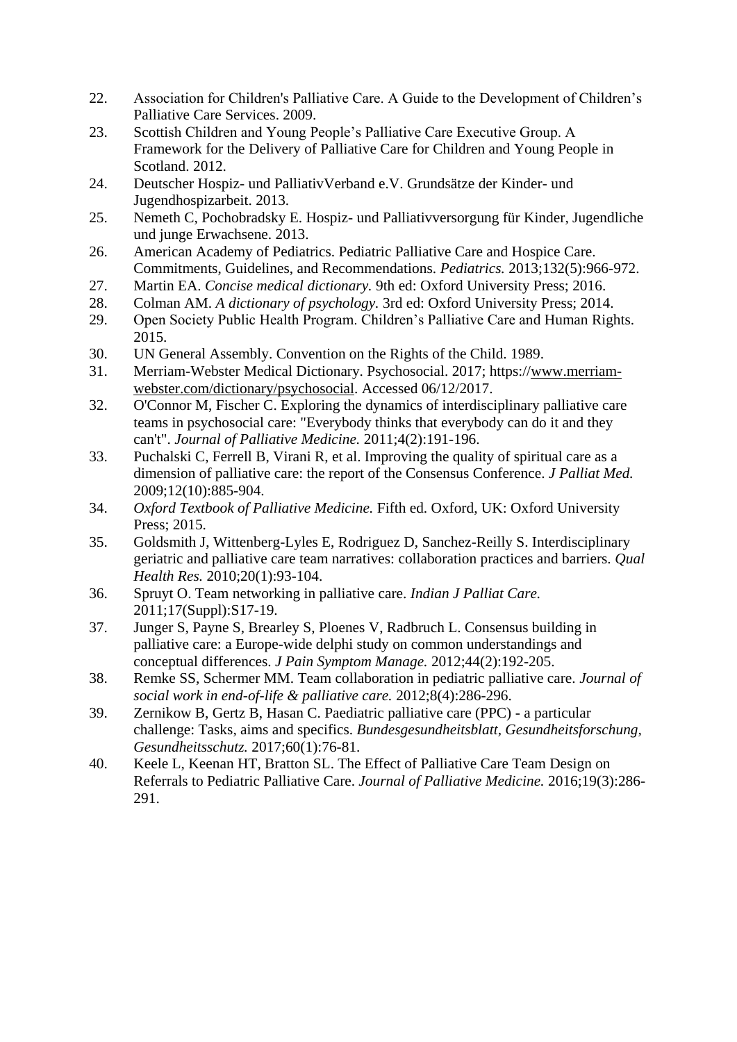22. Association for Children's Palliative Care. A Guide to the Development of Children’s Palliative Care Services. 2009.
23. Scottish Children and Young People’s Palliative Care Executive Group. A Framework for the Delivery of Palliative Care for Children and Young People in Scotland. 2012.
24. Deutscher Hospiz- und PalliativVerband e.V. Grundsätze der Kinder- und Jugendhospizarbeit. 2013.
25. Nemeth C, Pochobradsky E. Hospiz- und Palliativversorgung für Kinder, Jugendliche und junge Erwachsene. 2013.
26. American Academy of Pediatrics. Pediatric Palliative Care and Hospice Care. Commitments, Guidelines, and Recommendations. *Pediatrics.* 2013;132(5):966-972.
27. Martin EA. *Concise medical dictionary.* 9th ed: Oxford University Press; 2016.
28. Colman AM. *A dictionary of psychology.* 3rd ed: Oxford University Press; 2014.
29. Open Society Public Health Program. Children’s Palliative Care and Human Rights. 2015.
30. UN General Assembly. Convention on the Rights of the Child. 1989.
31. Merriam-Webster Medical Dictionary. Psychosocial. 2017; https://www.merriam-webster.com/dictionary/psychosocial. Accessed 06/12/2017.
32. O'Connor M, Fischer C. Exploring the dynamics of interdisciplinary palliative care teams in psychosocial care: "Everybody thinks that everybody can do it and they can't". *Journal of Palliative Medicine.* 2011;4(2):191-196.
33. Puchalski C, Ferrell B, Virani R, et al. Improving the quality of spiritual care as a dimension of palliative care: the report of the Consensus Conference. *J Palliat Med.* 2009;12(10):885-904.
34. *Oxford Textbook of Palliative Medicine.* Fifth ed. Oxford, UK: Oxford University Press; 2015.
35. Goldsmith J, Wittenberg-Lyles E, Rodriguez D, Sanchez-Reilly S. Interdisciplinary geriatric and palliative care team narratives: collaboration practices and barriers. *Qual Health Res.* 2010;20(1):93-104.
36. Spruyt O. Team networking in palliative care. *Indian J Palliat Care.* 2011;17(Suppl):S17-19.
37. Junger S, Payne S, Brearley S, Ploenes V, Radbruch L. Consensus building in palliative care: a Europe-wide delphi study on common understandings and conceptual differences. *J Pain Symptom Manage.* 2012;44(2):192-205.
38. Remke SS, Schermer MM. Team collaboration in pediatric palliative care. *Journal of social work in end-of-life & palliative care.* 2012;8(4):286-296.
39. Zernikow B, Gertz B, Hasan C. Paediatric palliative care (PPC) - a particular challenge: Tasks, aims and specifics. *Bundesgesundheitsblatt, Gesundheitsforschung, Gesundheitsschutz.* 2017;60(1):76-81.
40. Keele L, Keenan HT, Bratton SL. The Effect of Palliative Care Team Design on Referrals to Pediatric Palliative Care. *Journal of Palliative Medicine.* 2016;19(3):286-291.